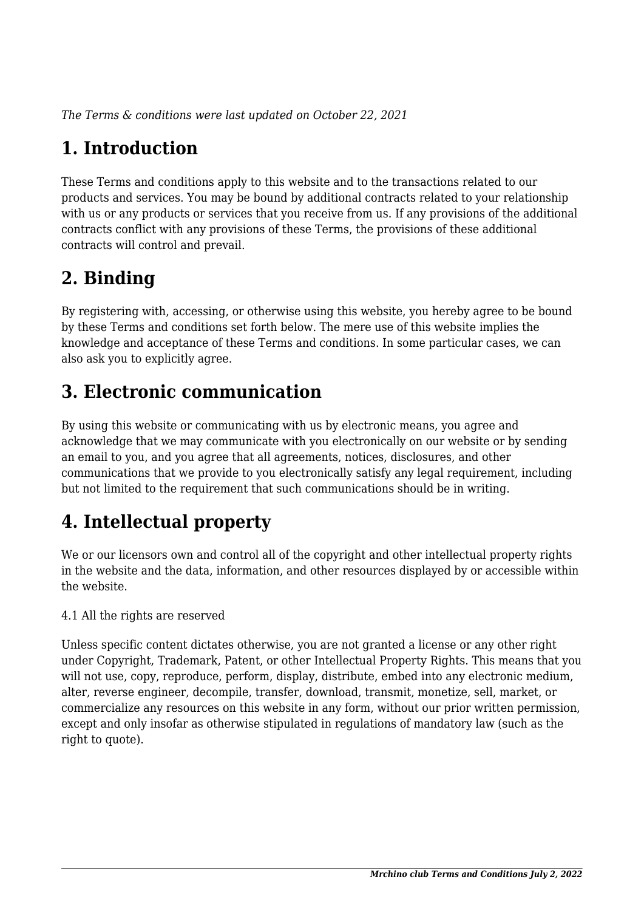*The Terms & conditions were last updated on October 22, 2021*

# 1. Introduction

These Terms and conditions apply to this website and to the transactions related to our products and services. You may be bound by additional contracts related to your relationship with us or any products or services that you receive from us. If any provisions of the additional contracts conflict with any provisions of these Terms, the provisions of these additional contracts will control and prevail.

# 2. Binding

By registering with, accessing, or otherwise using this website, you hereby agree to be bound by these Terms and conditions set forth below. The mere use of this website implies the knowledge and acceptance of these Terms and conditions. In some particular cases, we can also ask you to explicitly agree.

# 3. Electronic communication

By using this website or communicating with us by electronic means, you agree and acknowledge that we may communicate with you electronically on our website or by sending an email to you, and you agree that all agreements, notices, disclosures, and other communications that we provide to you electronically satisfy any legal requirement, including but not limited to the requirement that such communications should be in writing.

# 4. Intellectual property

We or our licensors own and control all of the copyright and other intellectual property rights in the website and the data, information, and other resources displayed by or accessible within the website.

4.1 All the rights are reserved

Unless specific content dictates otherwise, you are not granted a license or any other right under Copyright, Trademark, Patent, or other Intellectual Property Rights. This means that you will not use, copy, reproduce, perform, display, distribute, embed into any electronic medium, alter, reverse engineer, decompile, transfer, download, transmit, monetize, sell, market, or commercialize any resources on this website in any form, without our prior written permission, except and only insofar as otherwise stipulated in regulations of mandatory law (such as the right to quote).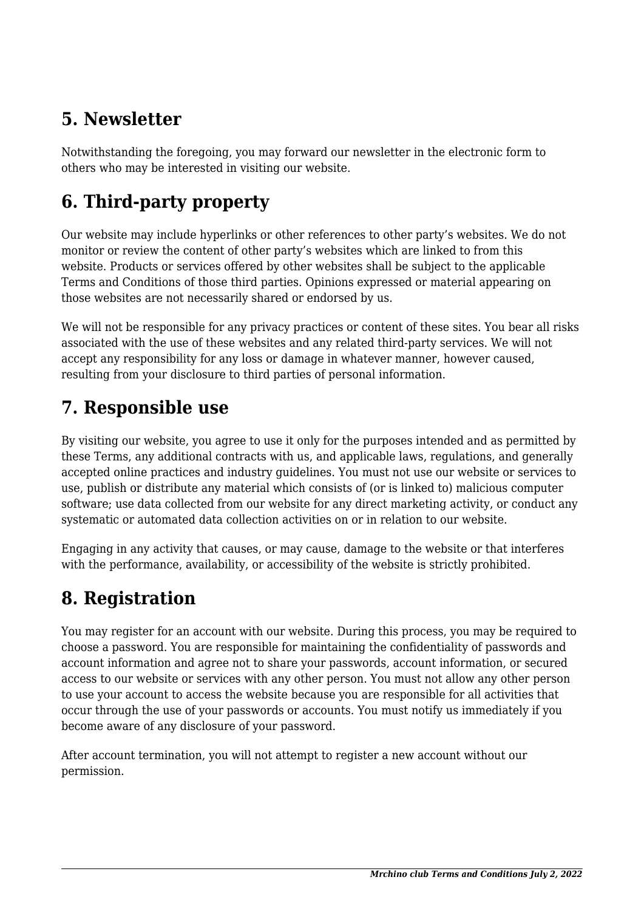## 5. Newsletter

Notwithstanding the foregoing, you may forward our newsletter in the electronic form to others who may be interested in visiting our website.

## 6. Third-party property

Our website may include hyperlinks or other references to other party's websites. We do not monitor or review the content of other party's websites which are linked to from this website. Products or services offered by other websites shall be subject to the applicable Terms and Conditions of those third parties. Opinions expressed or material appearing on those websites are not necessarily shared or endorsed by us.

We will not be responsible for any privacy practices or content of these sites. You bear all risks associated with the use of these websites and any related third-party services. We will not accept any responsibility for any loss or damage in whatever manner, however caused, resulting from your disclosure to third parties of personal information.

## 7. Responsible use

By visiting our website, you agree to use it only for the purposes intended and as permitted by these Terms, any additional contracts with us, and applicable laws, regulations, and generally accepted online practices and industry guidelines. You must not use our website or services to use, publish or distribute any material which consists of (or is linked to) malicious computer software; use data collected from our website for any direct marketing activity, or conduct any systematic or automated data collection activities on or in relation to our website.

Engaging in any activity that causes, or may cause, damage to the website or that interferes with the performance, availability, or accessibility of the website is strictly prohibited.

## 8. Registration

You may register for an account with our website. During this process, you may be required to choose a password. You are responsible for maintaining the confidentiality of passwords and account information and agree not to share your passwords, account information, or secured access to our website or services with any other person. You must not allow any other person to use your account to access the website because you are responsible for all activities that occur through the use of your passwords or accounts. You must notify us immediately if you become aware of any disclosure of your password.

After account termination, you will not attempt to register a new account without our permission.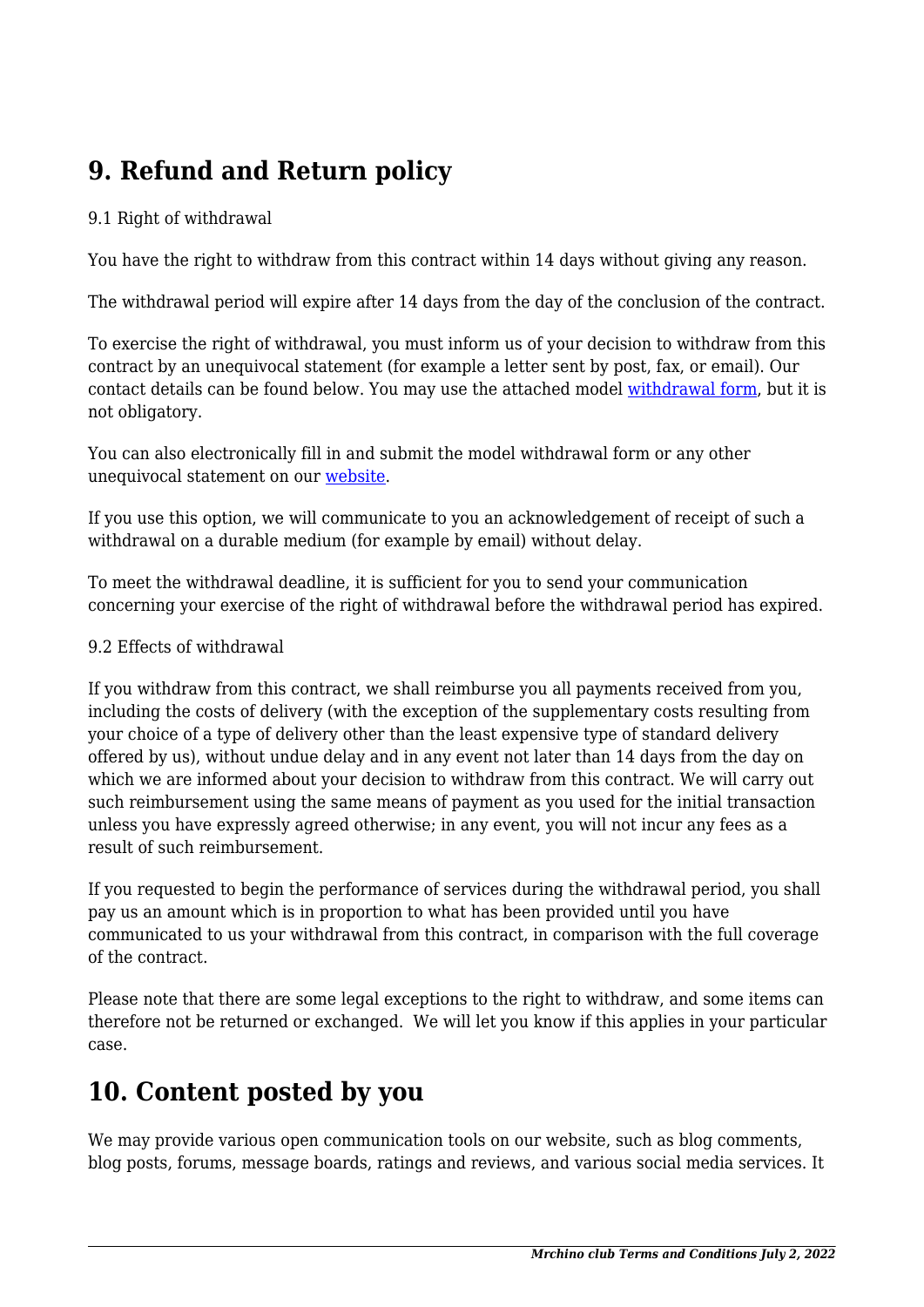## 9. Refund and Return policy

9.1 Right of withdrawal

You have the right to withdraw from this contract within 14 days without giving any reason.

The withdrawal period will expire after 14 days from the day of the conclusion of the contract.

To exercise the right of withdrawal, you must inform us of your decision to withdraw from this contract by an unequivocal statement (for example a letter sent by post, fax, or email). Our contact details can be found below. You may use the attached model [withdrawal form](), but it is not obligatory.

You can also electronically fill in and submit the model withdrawal form or any other unequivocal statement on our [website]().

If you use this option, we will communicate to you an acknowledgement of receipt of such a withdrawal on a durable medium (for example by email) without delay.

To meet the withdrawal deadline, it is sufficient for you to send your communication concerning your exercise of the right of withdrawal before the withdrawal period has expired.

9.2 Effects of withdrawal

If you withdraw from this contract, we shall reimburse you all payments received from you, including the costs of delivery (with the exception of the supplementary costs resulting from your choice of a type of delivery other than the least expensive type of standard delivery offered by us), without undue delay and in any event not later than 14 days from the day on which we are informed about your decision to withdraw from this contract. We will carry out such reimbursement using the same means of payment as you used for the initial transaction unless you have expressly agreed otherwise; in any event, you will not incur any fees as a result of such reimbursement.

If you requested to begin the performance of services during the withdrawal period, you shall pay us an amount which is in proportion to what has been provided until you have communicated to us your withdrawal from this contract, in comparison with the full coverage of the contract.

Please note that there are some legal exceptions to the right to withdraw, and some items can therefore not be returned or exchanged. We will let you know if this applies in your particular case.

## 10. Content posted by you

We may provide various open communication tools on our website, such as blog comments, blog posts, forums, message boards, ratings and reviews, and various social media services. It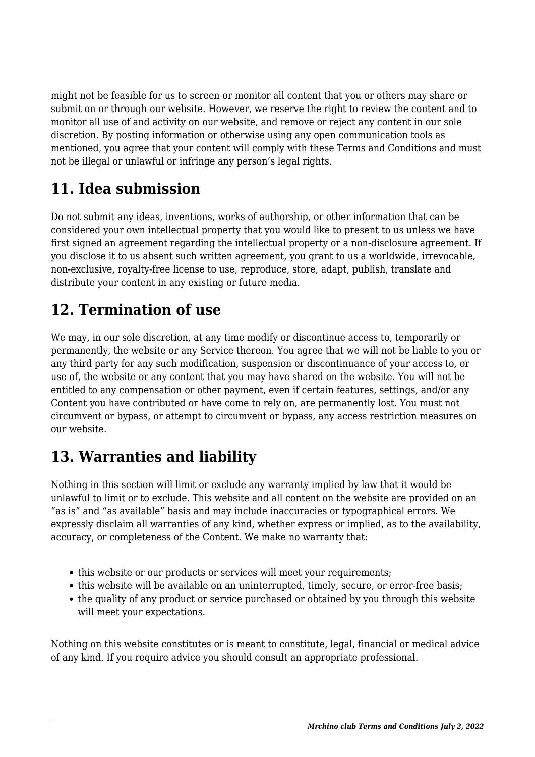might not be feasible for us to screen or monitor all content that you or others may share or submit on or through our website. However, we reserve the right to review the content and to monitor all use of and activity on our website, and remove or reject any content in our sole discretion. By posting information or otherwise using any open communication tools as mentioned, you agree that your content will comply with these Terms and Conditions and must not be illegal or unlawful or infringe any person's legal rights.

## 11. Idea submission

Do not submit any ideas, inventions, works of authorship, or other information that can be considered your own intellectual property that you would like to present to us unless we have first signed an agreement regarding the intellectual property or a non-disclosure agreement. If you disclose it to us absent such written agreement, you grant to us a worldwide, irrevocable, non-exclusive, royalty-free license to use, reproduce, store, adapt, publish, translate and distribute your content in any existing or future media.

## 12. Termination of use

We may, in our sole discretion, at any time modify or discontinue access to, temporarily or permanently, the website or any Service thereon. You agree that we will not be liable to you or any third party for any such modification, suspension or discontinuance of your access to, or use of, the website or any content that you may have shared on the website. You will not be entitled to any compensation or other payment, even if certain features, settings, and/or any Content you have contributed or have come to rely on, are permanently lost. You must not circumvent or bypass, or attempt to circumvent or bypass, any access restriction measures on our website.

## 13. Warranties and liability

Nothing in this section will limit or exclude any warranty implied by law that it would be unlawful to limit or to exclude. This website and all content on the website are provided on an "as is" and "as available" basis and may include inaccuracies or typographical errors. We expressly disclaim all warranties of any kind, whether express or implied, as to the availability, accuracy, or completeness of the Content. We make no warranty that:

- this website or our products or services will meet your requirements;
- this website will be available on an uninterrupted, timely, secure, or error-free basis;
- the quality of any product or service purchased or obtained by you through this website will meet your expectations.

Nothing on this website constitutes or is meant to constitute, legal, financial or medical advice of any kind. If you require advice you should consult an appropriate professional.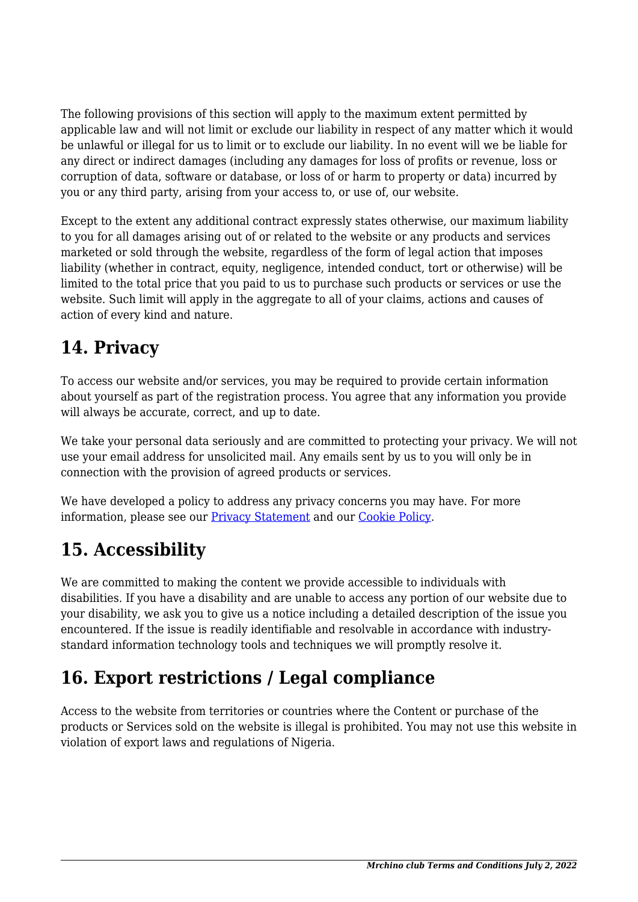The following provisions of this section will apply to the maximum extent permitted by applicable law and will not limit or exclude our liability in respect of any matter which it would be unlawful or illegal for us to limit or to exclude our liability. In no event will we be liable for any direct or indirect damages (including any damages for loss of profits or revenue, loss or corruption of data, software or database, or loss of or harm to property or data) incurred by you or any third party, arising from your access to, or use of, our website.

Except to the extent any additional contract expressly states otherwise, our maximum liability to you for all damages arising out of or related to the website or any products and services marketed or sold through the website, regardless of the form of legal action that imposes liability (whether in contract, equity, negligence, intended conduct, tort or otherwise) will be limited to the total price that you paid to us to purchase such products or services or use the website. Such limit will apply in the aggregate to all of your claims, actions and causes of action of every kind and nature.

## 14. Privacy

To access our website and/or services, you may be required to provide certain information about yourself as part of the registration process. You agree that any information you provide will always be accurate, correct, and up to date.

We take your personal data seriously and are committed to protecting your privacy. We will not use your email address for unsolicited mail. Any emails sent by us to you will only be in connection with the provision of agreed products or services.

We have developed a policy to address any privacy concerns you may have. For more information, please see our Privacy Statement and our Cookie Policy.

## 15. Accessibility

We are committed to making the content we provide accessible to individuals with disabilities. If you have a disability and are unable to access any portion of our website due to your disability, we ask you to give us a notice including a detailed description of the issue you encountered. If the issue is readily identifiable and resolvable in accordance with industry-standard information technology tools and techniques we will promptly resolve it.

## 16. Export restrictions / Legal compliance

Access to the website from territories or countries where the Content or purchase of the products or Services sold on the website is illegal is prohibited. You may not use this website in violation of export laws and regulations of Nigeria.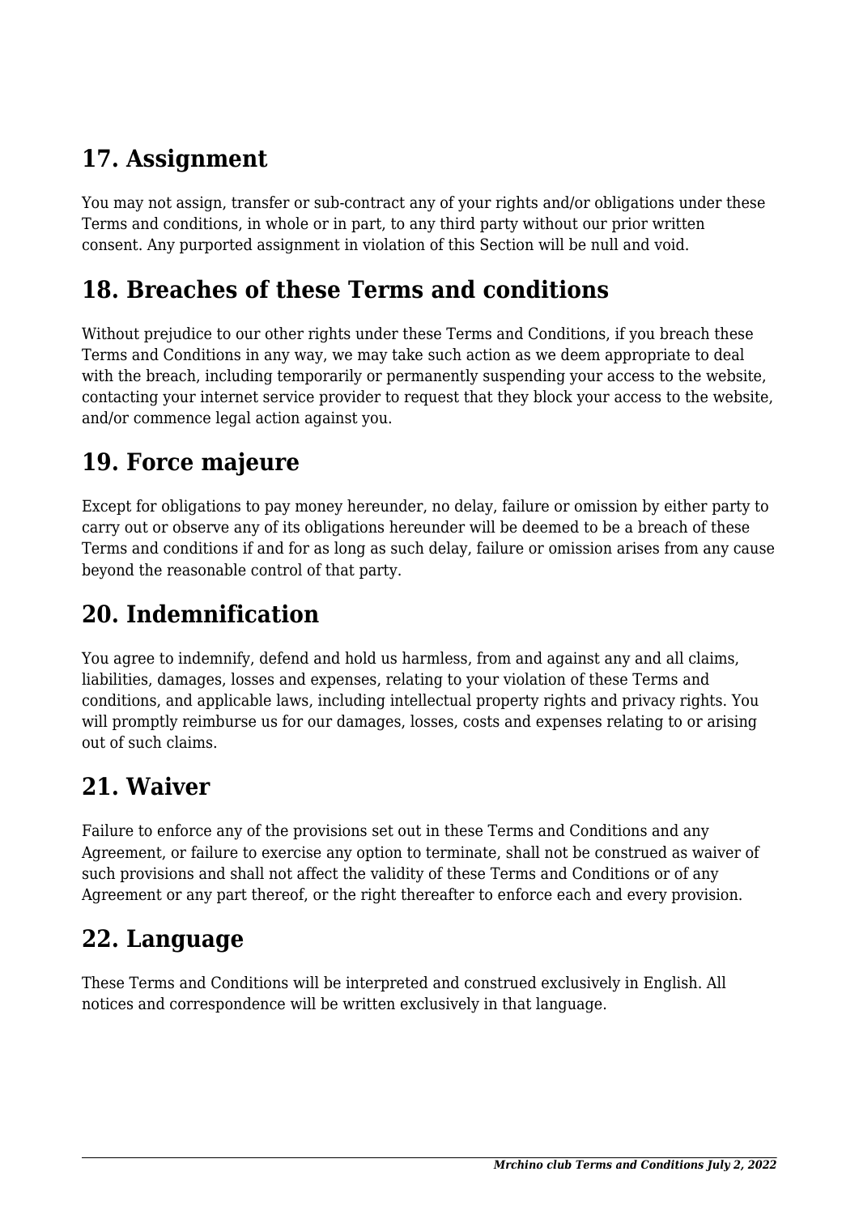## 17. Assignment

You may not assign, transfer or sub-contract any of your rights and/or obligations under these Terms and conditions, in whole or in part, to any third party without our prior written consent. Any purported assignment in violation of this Section will be null and void.

## 18. Breaches of these Terms and conditions

Without prejudice to our other rights under these Terms and Conditions, if you breach these Terms and Conditions in any way, we may take such action as we deem appropriate to deal with the breach, including temporarily or permanently suspending your access to the website, contacting your internet service provider to request that they block your access to the website, and/or commence legal action against you.

## 19. Force majeure

Except for obligations to pay money hereunder, no delay, failure or omission by either party to carry out or observe any of its obligations hereunder will be deemed to be a breach of these Terms and conditions if and for as long as such delay, failure or omission arises from any cause beyond the reasonable control of that party.

## 20. Indemnification

You agree to indemnify, defend and hold us harmless, from and against any and all claims, liabilities, damages, losses and expenses, relating to your violation of these Terms and conditions, and applicable laws, including intellectual property rights and privacy rights. You will promptly reimburse us for our damages, losses, costs and expenses relating to or arising out of such claims.

## 21. Waiver

Failure to enforce any of the provisions set out in these Terms and Conditions and any Agreement, or failure to exercise any option to terminate, shall not be construed as waiver of such provisions and shall not affect the validity of these Terms and Conditions or of any Agreement or any part thereof, or the right thereafter to enforce each and every provision.

## 22. Language

These Terms and Conditions will be interpreted and construed exclusively in English. All notices and correspondence will be written exclusively in that language.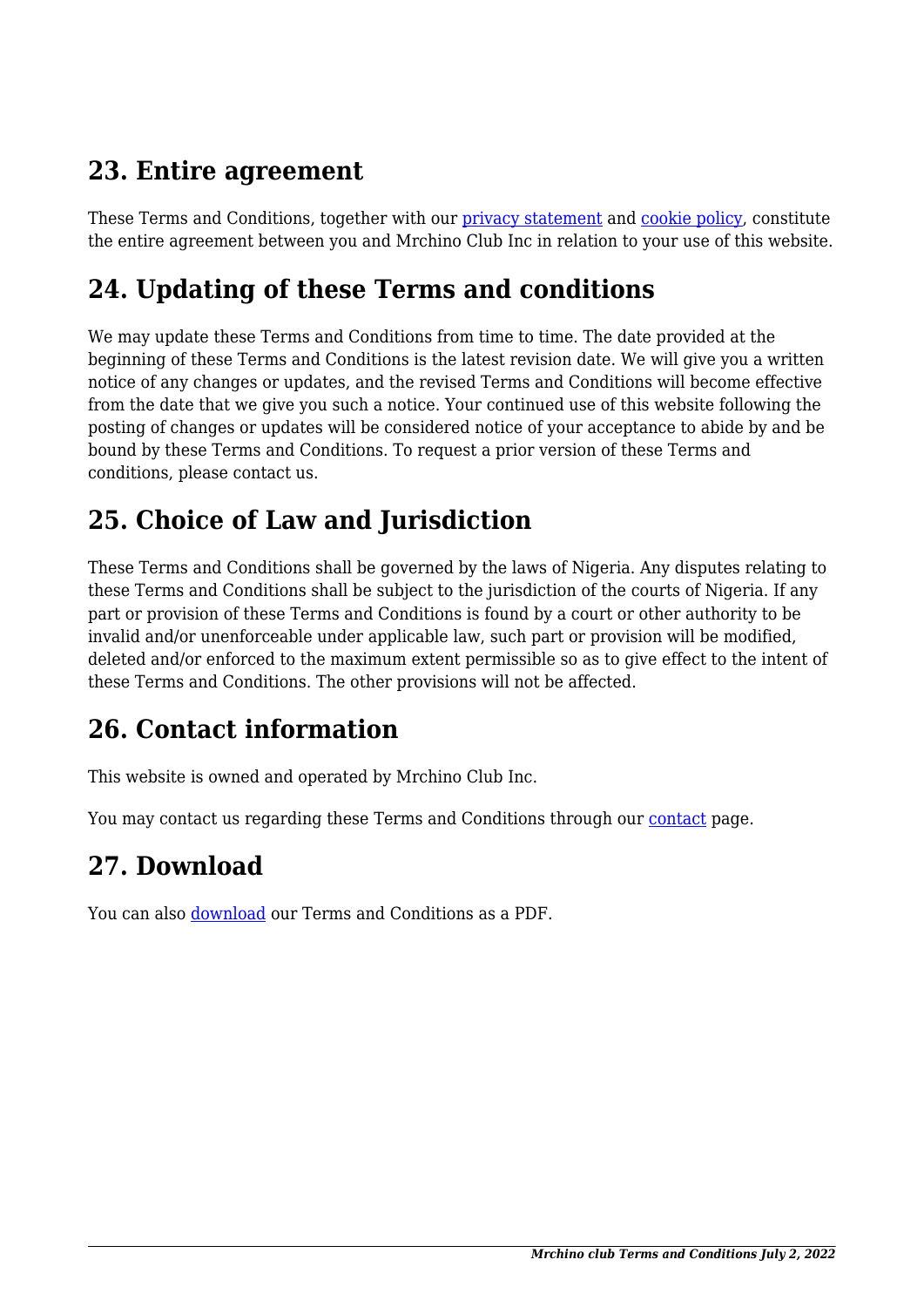## 23. Entire agreement

These Terms and Conditions, together with our privacy statement and cookie policy, constitute the entire agreement between you and Mrchino Club Inc in relation to your use of this website.

## 24. Updating of these Terms and conditions

We may update these Terms and Conditions from time to time. The date provided at the beginning of these Terms and Conditions is the latest revision date. We will give you a written notice of any changes or updates, and the revised Terms and Conditions will become effective from the date that we give you such a notice. Your continued use of this website following the posting of changes or updates will be considered notice of your acceptance to abide by and be bound by these Terms and Conditions. To request a prior version of these Terms and conditions, please contact us.

## 25. Choice of Law and Jurisdiction

These Terms and Conditions shall be governed by the laws of Nigeria. Any disputes relating to these Terms and Conditions shall be subject to the jurisdiction of the courts of Nigeria. If any part or provision of these Terms and Conditions is found by a court or other authority to be invalid and/or unenforceable under applicable law, such part or provision will be modified, deleted and/or enforced to the maximum extent permissible so as to give effect to the intent of these Terms and Conditions. The other provisions will not be affected.

## 26. Contact information

This website is owned and operated by Mrchino Club Inc.

You may contact us regarding these Terms and Conditions through our contact page.

## 27. Download

You can also download our Terms and Conditions as a PDF.